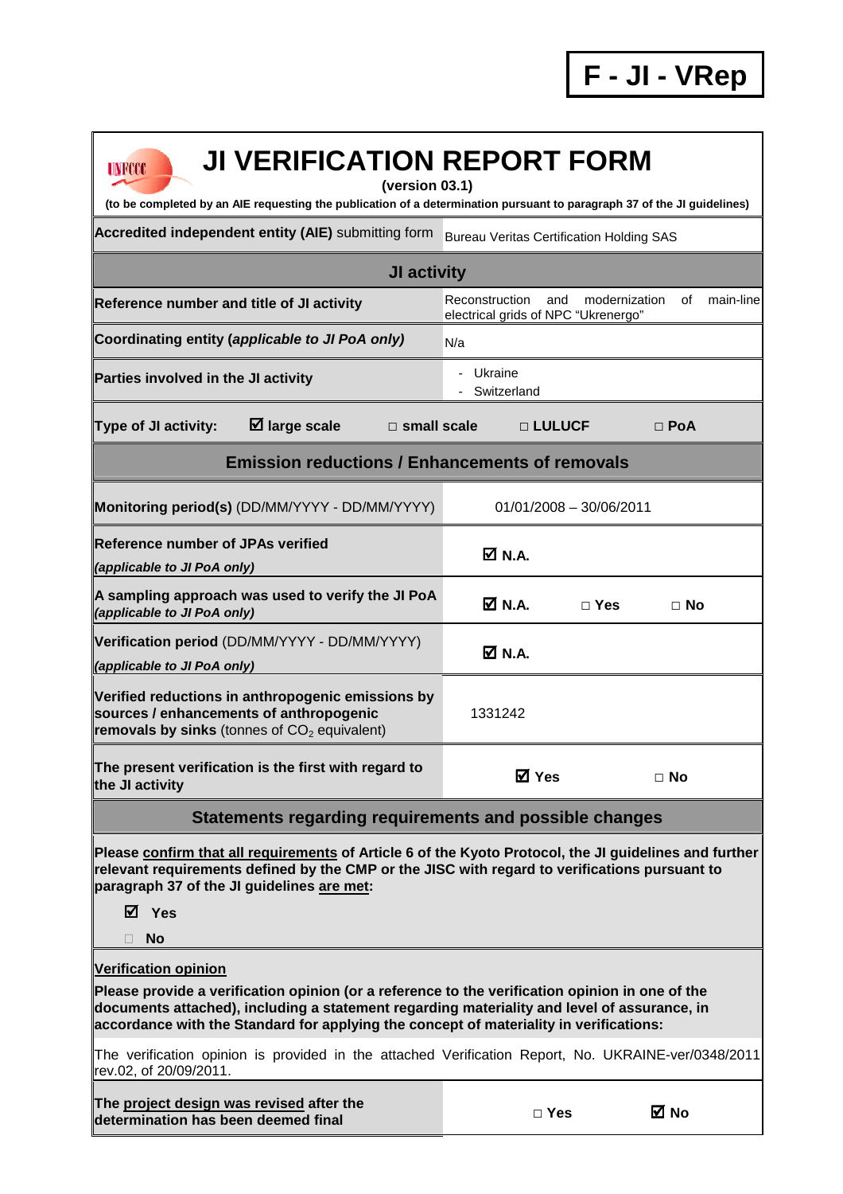**F - JI - VRep**

# JI VERIFICATION REPORT FORM

**(version 03.1)**

**(to be completed by an AIE requesting the publication of a determination pursuant to paragraph 37 of the JI guidelines)**

| | |
|---|---|
| **Accredited independent entity (AIE)** submitting form | Bureau Veritas Certification Holding SAS |
| **JI activity** | |
| **Reference number and title of JI activity** | Reconstruction and modernization of main-line electrical grids of NPC "Ukrenergo" |
| **Coordinating entity (*applicable to JI PoA only*)** | N/a |
| **Parties involved in the JI activity** | - Ukraine<br>- Switzerland |
| **Type of JI activity:** ☑ **large scale** □ **small scale** □ **LULUCF** □ **PoA** | |
| **Emission reductions / Enhancements of removals** | |
| **Monitoring period(s)** (DD/MM/YYYY - DD/MM/YYYY) | 01/01/2008 – 30/06/2011 |
| **Reference number of JPAs verified** *(applicable to JI PoA only)* | ☑ **N.A.** |
| **A sampling approach was used to verify the JI PoA** *(applicable to JI PoA only)* | ☑ **N.A.** □ **Yes** □ **No** |
| **Verification period** (DD/MM/YYYY - DD/MM/YYYY) *(applicable to JI PoA only)* | ☑ **N.A.** |
| **Verified reductions in anthropogenic emissions by sources / enhancements of anthropogenic removals by sinks** (tonnes of $CO_2$ equivalent) | 1331242 |
| **The present verification is the first with regard to the JI activity** | ☑ **Yes** □ **No** |

## Statements regarding requirements and possible changes

**Please confirm that all requirements of Article 6 of the Kyoto Protocol, the JI guidelines and further relevant requirements defined by the CMP or the JISC with regard to verifications pursuant to paragraph 37 of the JI guidelines are met:**

☑ **Yes**

□ **No**

**Verification opinion**

**Please provide a verification opinion (or a reference to the verification opinion in one of the documents attached), including a statement regarding materiality and level of assurance, in accordance with the Standard for applying the concept of materiality in verifications:**

The verification opinion is provided in the attached Verification Report, No. UKRAINE-ver/0348/2011 rev.02, of 20/09/2011.

| | |
|---|---|
| **The project design was revised after the determination has been deemed final** | □ **Yes** ☑ **No** |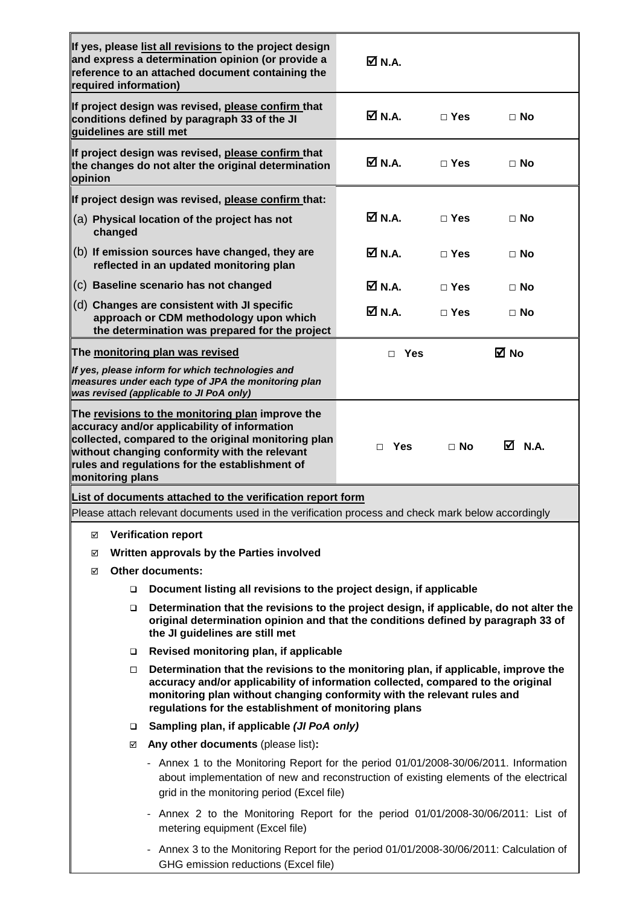| | | | |
|---|---|---|---|
| **If yes, please list all revisions to the project design and express a determination opinion (or provide a reference to an attached document containing the required information)** | ☑ **N.A.** | | |
| **If project design was revised, please confirm that conditions defined by paragraph 33 of the JI guidelines are still met** | ☑ **N.A.** | □ **Yes** | □ **No** |
| **If project design was revised, please confirm that the changes do not alter the original determination opinion** | ☑ **N.A.** | □ **Yes** | □ **No** |
| **If project design was revised, please confirm that:** | | | |
| (a) **Physical location of the project has not changed** | ☑ **N.A.** | □ **Yes** | □ **No** |
| (b) **If emission sources have changed, they are reflected in an updated monitoring plan** | ☑ **N.A.** | □ **Yes** | □ **No** |
| (c) **Baseline scenario has not changed** | ☑ **N.A.** | □ **Yes** | □ **No** |
| (d) **Changes are consistent with JI specific approach or CDM methodology upon which the determination was prepared for the project** | ☑ **N.A.** | □ **Yes** | □ **No** |
| **The monitoring plan was revised** *If yes, please inform for which technologies and measures under each type of JPA the monitoring plan was revised (applicable to JI PoA only)* | □ **Yes** | | ☑ **No** |
| **The revisions to the monitoring plan improve the accuracy and/or applicability of information collected, compared to the original monitoring plan without changing conformity with the relevant rules and regulations for the establishment of monitoring plans** | □ **Yes** | □ **No** | ☑ **N.A.** |

**List of documents attached to the verification report form**

Please attach relevant documents used in the verification process and check mark below accordingly

- ☑ **Verification report**
- ☑ **Written approvals by the Parties involved**
- ☑ **Other documents:**
  - ❑ **Document listing all revisions to the project design, if applicable**
  - ❑ **Determination that the revisions to the project design, if applicable, do not alter the original determination opinion and that the conditions defined by paragraph 33 of the JI guidelines are still met**
  - ❑ **Revised monitoring plan, if applicable**
  - □ **Determination that the revisions to the monitoring plan, if applicable, improve the accuracy and/or applicability of information collected, compared to the original monitoring plan without changing conformity with the relevant rules and regulations for the establishment of monitoring plans**
  - ❑ **Sampling plan, if applicable** ***(JI PoA only)***
  - ☑ **Any other documents** (please list)**:**
    - Annex 1 to the Monitoring Report for the period 01/01/2008-30/06/2011. Information about implementation of new and reconstruction of existing elements of the electrical grid in the monitoring period (Excel file)
    - Annex 2 to the Monitoring Report for the period 01/01/2008-30/06/2011: List of metering equipment (Excel file)
    - Annex 3 to the Monitoring Report for the period 01/01/2008-30/06/2011: Calculation of GHG emission reductions (Excel file)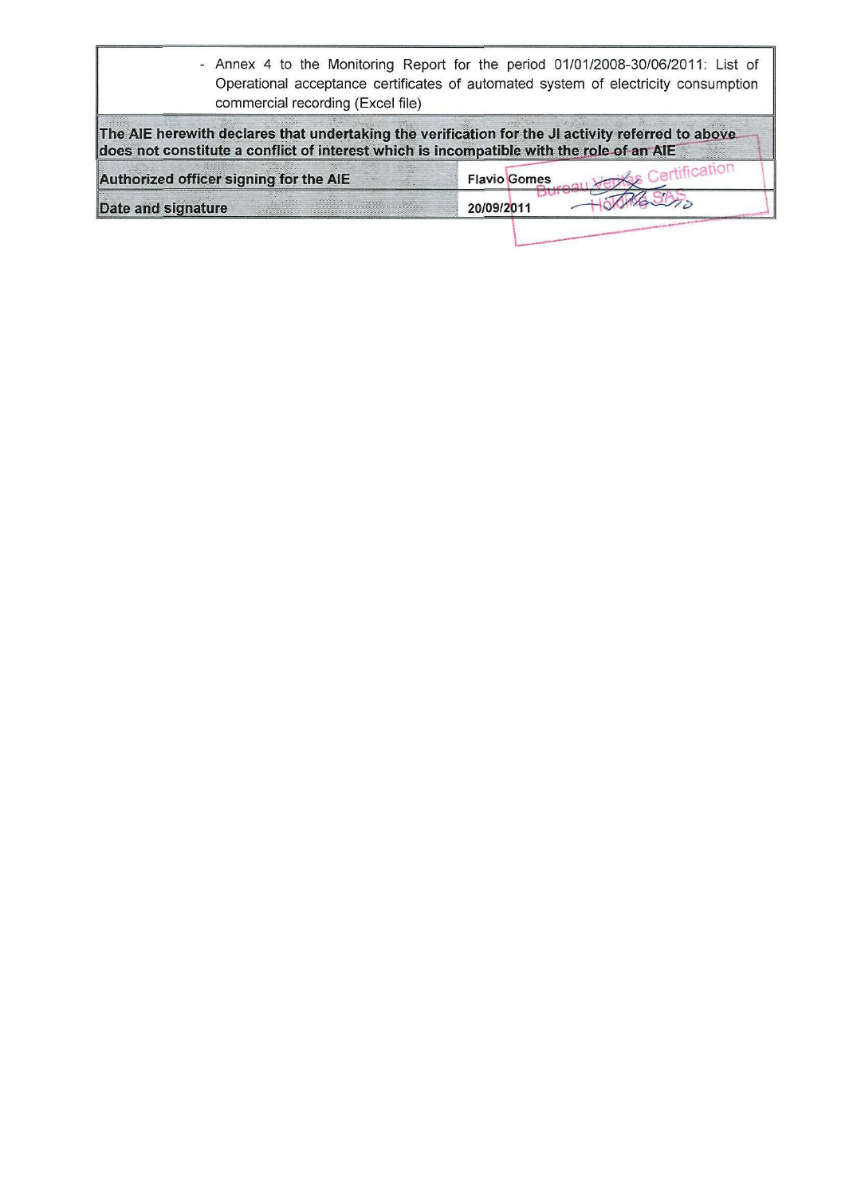| | |
|---|---|
| | - Annex 4 to the Monitoring Report for the period 01/01/2008-30/06/2011: List of Operational acceptance certificates of automated system of electricity consumption commercial recording (Excel file) |
| **The AIE herewith declares that undertaking the verification for the JI activity referred to above does not constitute a conflict of interest which is incompatible with the role of an AIE** | |
| **Authorized officer signing for the AIE** | Flavio Gomes |
| **Date and signature** | 20/09/2011 |

Bureau Veritas Certification Holding SAS